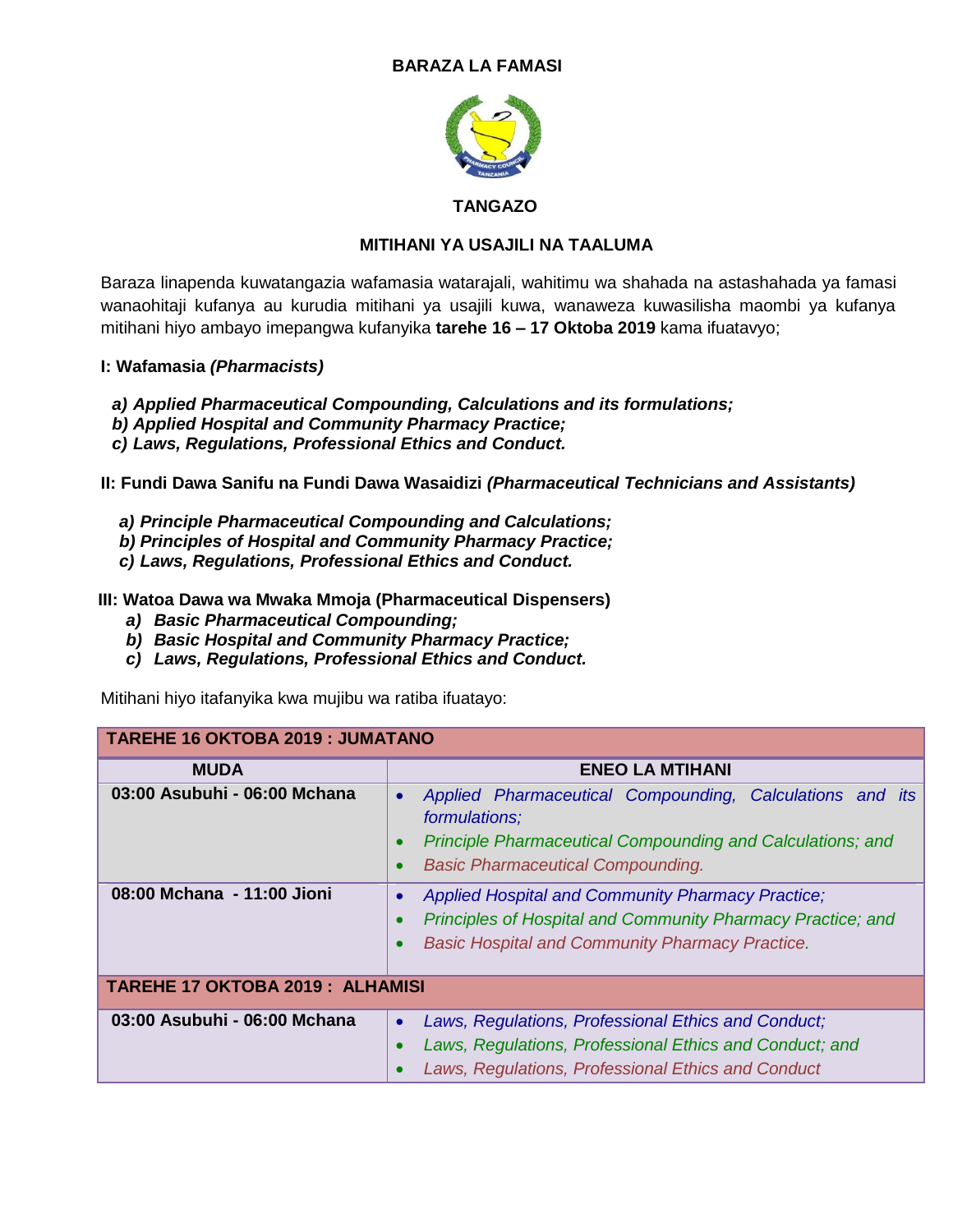# BARAZA LA FAMASI

## TANGAZO

## MITIHANI YA USAJILI NA TAALUMA

Baraza linapenda kuwatangazia wafamasia watarajali, wahitimu wa shahada na astashahada ya famasi wanaohitaji kufanya au kurudia mitihani ya usajili kuwa, wanaweza kuwasilisha maombi ya kufanya mitihani hiyo ambayo imepangwa kufanyika **tarehe 16 – 17 Oktoba 2019** kama ifuatavyo;

**I: Wafamasia *(Pharmacists)***

***a) Applied Pharmaceutical Compounding, Calculations and its formulations;***
***b) Applied Hospital and Community Pharmacy Practice;***
***c) Laws, Regulations, Professional Ethics and Conduct.***

**II: Fundi Dawa Sanifu na Fundi Dawa Wasaidizi *(Pharmaceutical Technicians and Assistants)***

***a) Principle Pharmaceutical Compounding and Calculations;***
***b) Principles of Hospital and Community Pharmacy Practice;***
***c) Laws, Regulations, Professional Ethics and Conduct.***

**III: Watoa Dawa wa Mwaka Mmoja (Pharmaceutical Dispensers)**

***a) Basic Pharmaceutical Compounding;***
***b) Basic Hospital and Community Pharmacy Practice;***
***c) Laws, Regulations, Professional Ethics and Conduct.***

Mitihani hiyo itafanyika kwa mujibu wa ratiba ifuatayo:

| **TAREHE 16 OKTOBA 2019 : JUMATANO** | |
|---|---|
| **MUDA** | **ENEO LA MTIHANI** |
| **03:00 Asubuhi - 06:00 Mchana** | • *Applied Pharmaceutical Compounding, Calculations and its formulations;*<br>• *Principle Pharmaceutical Compounding and Calculations; and*<br>• *Basic Pharmaceutical Compounding.* |
| **08:00 Mchana - 11:00 Jioni** | • *Applied Hospital and Community Pharmacy Practice;*<br>• *Principles of Hospital and Community Pharmacy Practice; and*<br>• *Basic Hospital and Community Pharmacy Practice.* |
| **TAREHE 17 OKTOBA 2019 : ALHAMISI** | |
| **03:00 Asubuhi - 06:00 Mchana** | • *Laws, Regulations, Professional Ethics and Conduct;*<br>• *Laws, Regulations, Professional Ethics and Conduct; and*<br>• *Laws, Regulations, Professional Ethics and Conduct* |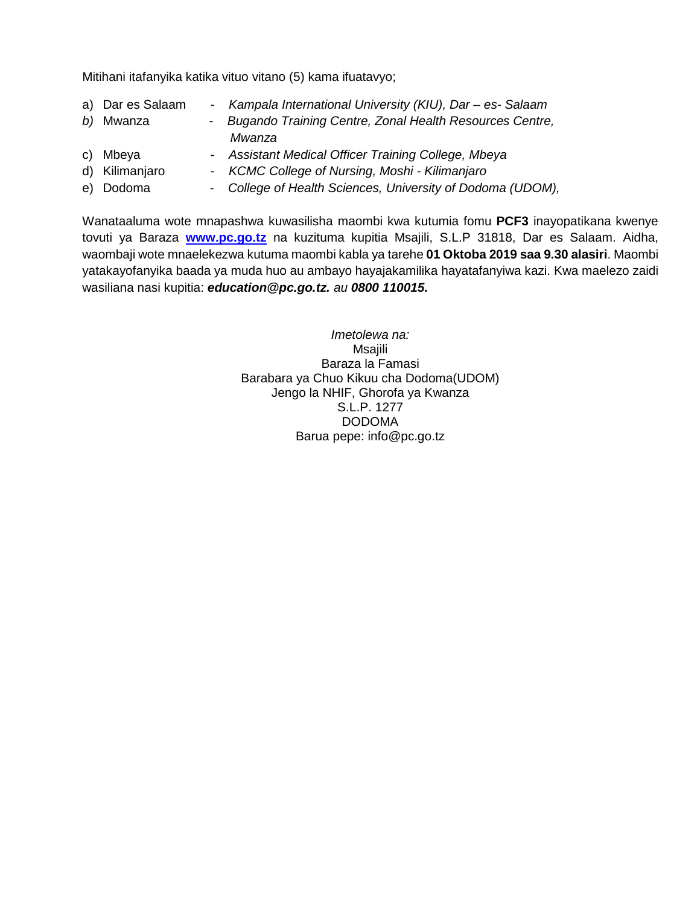Mitihani itafanyika katika vituo vitano (5) kama ifuatavyo;

a) Dar es Salaam - *Kampala International University (KIU), Dar – es- Salaam*
*b)* Mwanza - *Bugando Training Centre, Zonal Health Resources Centre, Mwanza*
c) Mbeya - *Assistant Medical Officer Training College, Mbeya*
d) Kilimanjaro - *KCMC College of Nursing, Moshi - Kilimanjaro*
e) Dodoma - *College of Health Sciences, University of Dodoma (UDOM),*

Wanataaluma wote mnapashwa kuwasilisha maombi kwa kutumia fomu **PCF3** inayopatikana kwenye tovuti ya Baraza **www.pc.go.tz** na kuzituma kupitia Msajili, S.L.P 31818, Dar es Salaam. Aidha, waombaji wote mnaelekezwa kutuma maombi kabla ya tarehe **01 Oktoba 2019 saa 9.30 alasiri**. Maombi yatakayofanyika baada ya muda huo au ambayo hayajakamilika hayatafanyiwa kazi. Kwa maelezo zaidi wasiliana nasi kupitia: ***education@pc.go.tz.*** *au* ***0800 110015.***

*Imetolewa na:*
Msajili
Baraza la Famasi
Barabara ya Chuo Kikuu cha Dodoma(UDOM)
Jengo la NHIF, Ghorofa ya Kwanza
S.L.P. 1277
DODOMA
Barua pepe: info@pc.go.tz